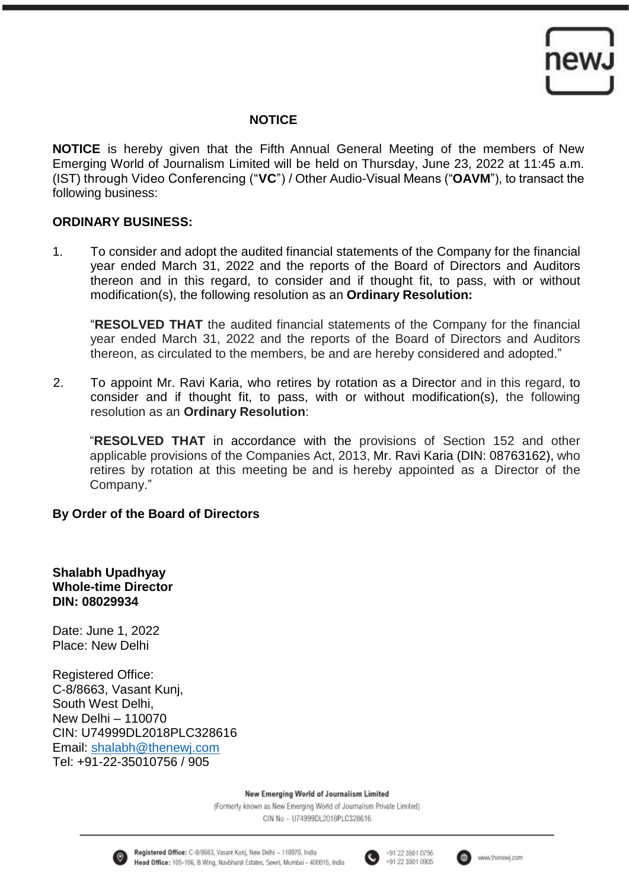# NOTICE

**NOTICE** is hereby given that the Fifth Annual General Meeting of the members of New Emerging World of Journalism Limited will be held on Thursday, June 23, 2022 at 11:45 a.m. (IST) through Video Conferencing ("**VC**") / Other Audio-Visual Means ("**OAVM**"), to transact the following business:

## ORDINARY BUSINESS:

1. To consider and adopt the audited financial statements of the Company for the financial year ended March 31, 2022 and the reports of the Board of Directors and Auditors thereon and in this regard, to consider and if thought fit, to pass, with or without modification(s), the following resolution as an **Ordinary Resolution:**

   "**RESOLVED THAT** the audited financial statements of the Company for the financial year ended March 31, 2022 and the reports of the Board of Directors and Auditors thereon, as circulated to the members, be and are hereby considered and adopted."

2. To appoint Mr. Ravi Karia, who retires by rotation as a Director and in this regard, to consider and if thought fit, to pass, with or without modification(s), the following resolution as an **Ordinary Resolution**:

   "**RESOLVED THAT** in accordance with the provisions of Section 152 and other applicable provisions of the Companies Act, 2013, Mr. Ravi Karia (DIN: 08763162), who retires by rotation at this meeting be and is hereby appointed as a Director of the Company."

**By Order of the Board of Directors**

**Shalabh Upadhyay**
**Whole-time Director**
**DIN: 08029934**

Date: June 1, 2022
Place: New Delhi

Registered Office:
C-8/8663, Vasant Kunj,
South West Delhi,
New Delhi – 110070
CIN: U74999DL2018PLC328616
Email: shalabh@thenewj.com
Tel: +91-22-35010756 / 905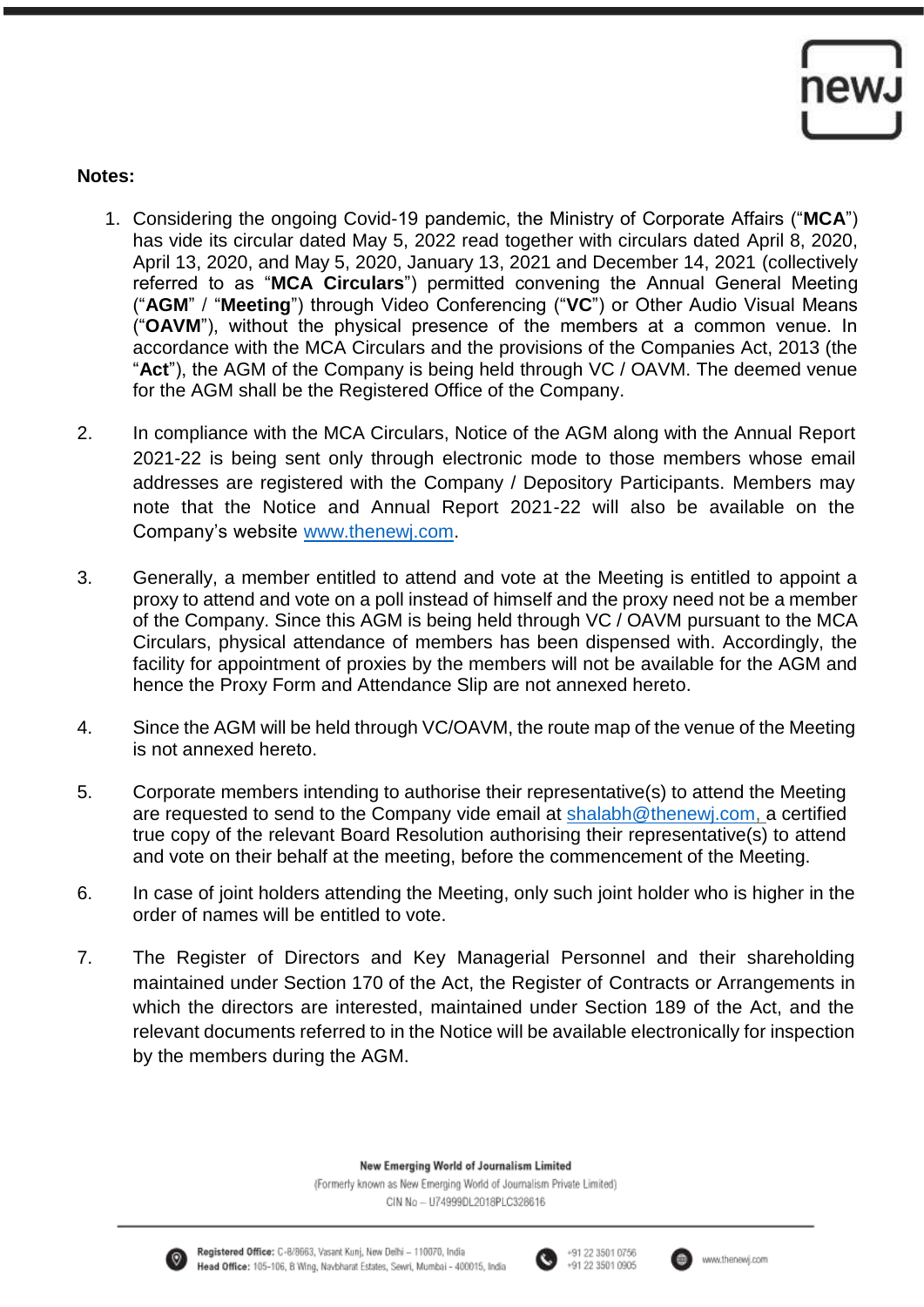**Notes:**

1. Considering the ongoing Covid-19 pandemic, the Ministry of Corporate Affairs ("**MCA**") has vide its circular dated May 5, 2022 read together with circulars dated April 8, 2020, April 13, 2020, and May 5, 2020, January 13, 2021 and December 14, 2021 (collectively referred to as "**MCA Circulars**") permitted convening the Annual General Meeting ("**AGM**" / "**Meeting**") through Video Conferencing ("**VC**") or Other Audio Visual Means ("**OAVM**"), without the physical presence of the members at a common venue. In accordance with the MCA Circulars and the provisions of the Companies Act, 2013 (the "**Act**"), the AGM of the Company is being held through VC / OAVM. The deemed venue for the AGM shall be the Registered Office of the Company.

2. In compliance with the MCA Circulars, Notice of the AGM along with the Annual Report 2021-22 is being sent only through electronic mode to those members whose email addresses are registered with the Company / Depository Participants. Members may note that the Notice and Annual Report 2021-22 will also be available on the Company's website www.thenewj.com.

3. Generally, a member entitled to attend and vote at the Meeting is entitled to appoint a proxy to attend and vote on a poll instead of himself and the proxy need not be a member of the Company. Since this AGM is being held through VC / OAVM pursuant to the MCA Circulars, physical attendance of members has been dispensed with. Accordingly, the facility for appointment of proxies by the members will not be available for the AGM and hence the Proxy Form and Attendance Slip are not annexed hereto.

4. Since the AGM will be held through VC/OAVM, the route map of the venue of the Meeting is not annexed hereto.

5. Corporate members intending to authorise their representative(s) to attend the Meeting are requested to send to the Company vide email at shalabh@thenewj.com, a certified true copy of the relevant Board Resolution authorising their representative(s) to attend and vote on their behalf at the meeting, before the commencement of the Meeting.

6. In case of joint holders attending the Meeting, only such joint holder who is higher in the order of names will be entitled to vote.

7. The Register of Directors and Key Managerial Personnel and their shareholding maintained under Section 170 of the Act, the Register of Contracts or Arrangements in which the directors are interested, maintained under Section 189 of the Act, and the relevant documents referred to in the Notice will be available electronically for inspection by the members during the AGM.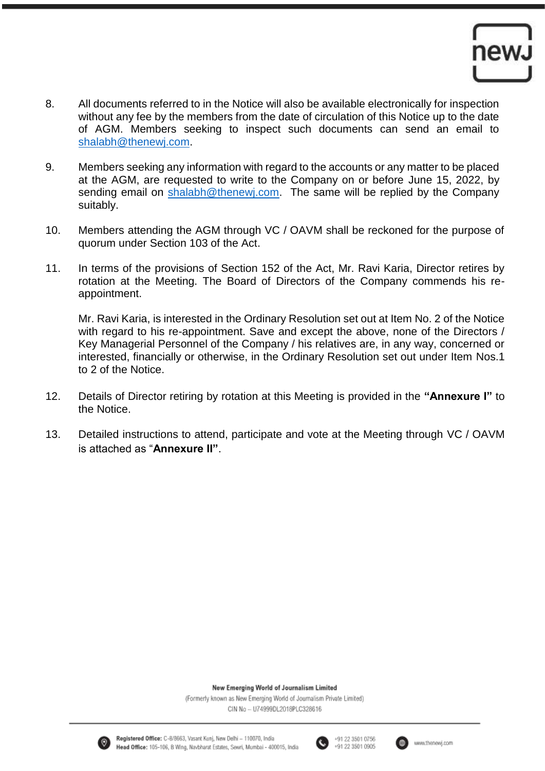8. All documents referred to in the Notice will also be available electronically for inspection without any fee by the members from the date of circulation of this Notice up to the date of AGM. Members seeking to inspect such documents can send an email to shalabh@thenewj.com.

9. Members seeking any information with regard to the accounts or any matter to be placed at the AGM, are requested to write to the Company on or before June 15, 2022, by sending email on shalabh@thenewj.com. The same will be replied by the Company suitably.

10. Members attending the AGM through VC / OAVM shall be reckoned for the purpose of quorum under Section 103 of the Act.

11. In terms of the provisions of Section 152 of the Act, Mr. Ravi Karia, Director retires by rotation at the Meeting. The Board of Directors of the Company commends his re-appointment.

    Mr. Ravi Karia, is interested in the Ordinary Resolution set out at Item No. 2 of the Notice with regard to his re-appointment. Save and except the above, none of the Directors / Key Managerial Personnel of the Company / his relatives are, in any way, concerned or interested, financially or otherwise, in the Ordinary Resolution set out under Item Nos.1 to 2 of the Notice.

12. Details of Director retiring by rotation at this Meeting is provided in the **"Annexure I"** to the Notice.

13. Detailed instructions to attend, participate and vote at the Meeting through VC / OAVM is attached as "**Annexure II"**.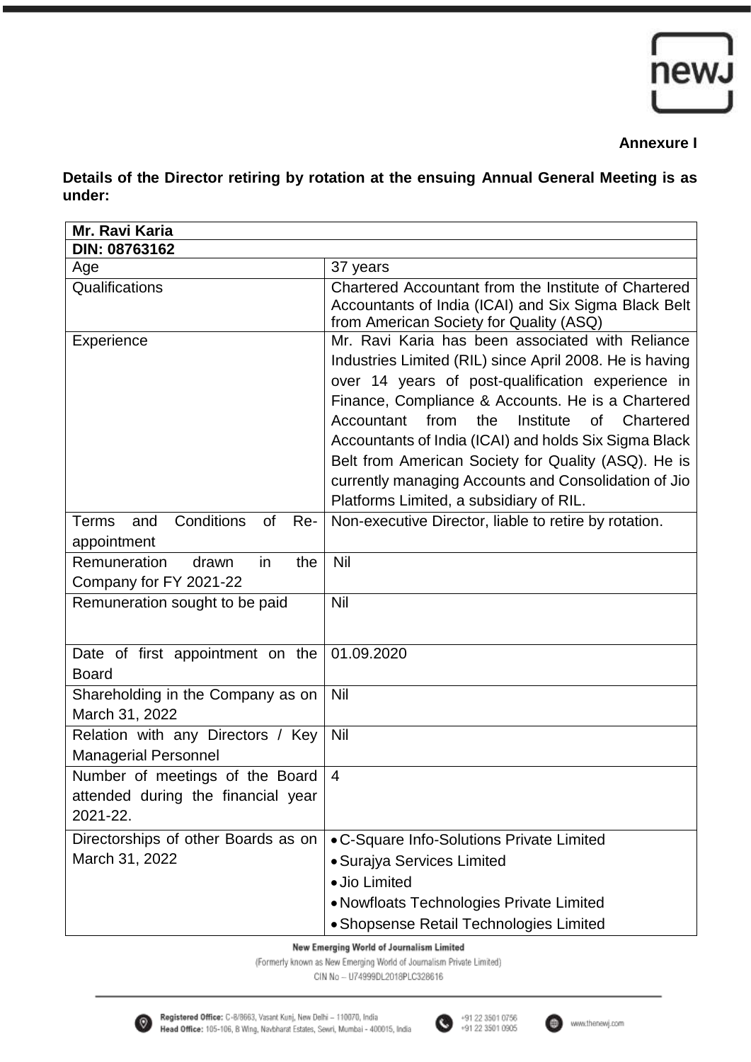**Annexure I**

**Details of the Director retiring by rotation at the ensuing Annual General Meeting is as under:**

| **Mr. Ravi Karia** | |
|---|---|
| **DIN: 08763162** | |
| Age | 37 years |
| Qualifications | Chartered Accountant from the Institute of Chartered Accountants of India (ICAI) and Six Sigma Black Belt from American Society for Quality (ASQ) |
| Experience | Mr. Ravi Karia has been associated with Reliance Industries Limited (RIL) since April 2008. He is having over 14 years of post-qualification experience in Finance, Compliance & Accounts. He is a Chartered Accountant from the Institute of Chartered Accountants of India (ICAI) and holds Six Sigma Black Belt from American Society for Quality (ASQ). He is currently managing Accounts and Consolidation of Jio Platforms Limited, a subsidiary of RIL. |
| Terms and Conditions of Re-appointment | Non-executive Director, liable to retire by rotation. |
| Remuneration drawn in the Company for FY 2021-22 | Nil |
| Remuneration sought to be paid | Nil |
| Date of first appointment on the Board | 01.09.2020 |
| Shareholding in the Company as on March 31, 2022 | Nil |
| Relation with any Directors / Key Managerial Personnel | Nil |
| Number of meetings of the Board attended during the financial year 2021-22. | 4 |
| Directorships of other Boards as on March 31, 2022 | • C-Square Info-Solutions Private Limited<br>• Surajya Services Limited<br>• Jio Limited<br>• Nowfloats Technologies Private Limited<br>• Shopsense Retail Technologies Limited |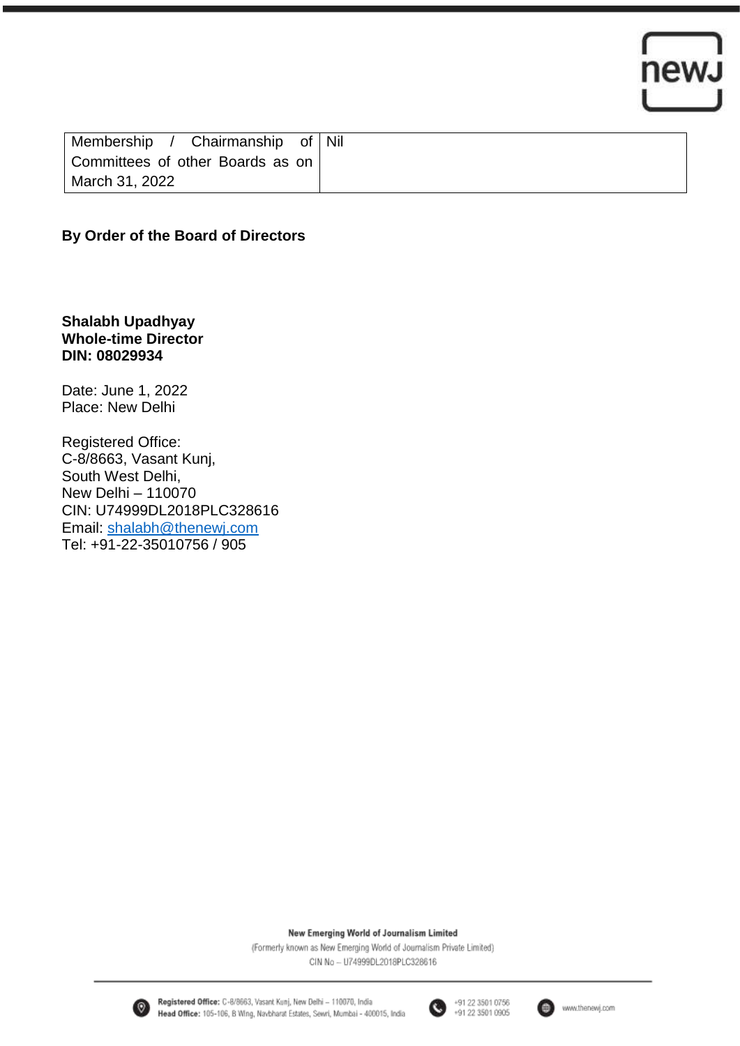| Membership / Chairmanship of Committees of other Boards as on March 31, 2022 | Nil |
|---|---|

**By Order of the Board of Directors**

**Shalabh Upadhyay**
**Whole-time Director**
**DIN: 08029934**

Date: June 1, 2022
Place: New Delhi

Registered Office:
C-8/8663, Vasant Kunj,
South West Delhi,
New Delhi – 110070
CIN: U74999DL2018PLC328616
Email: shalabh@thenewj.com
Tel: +91-22-35010756 / 905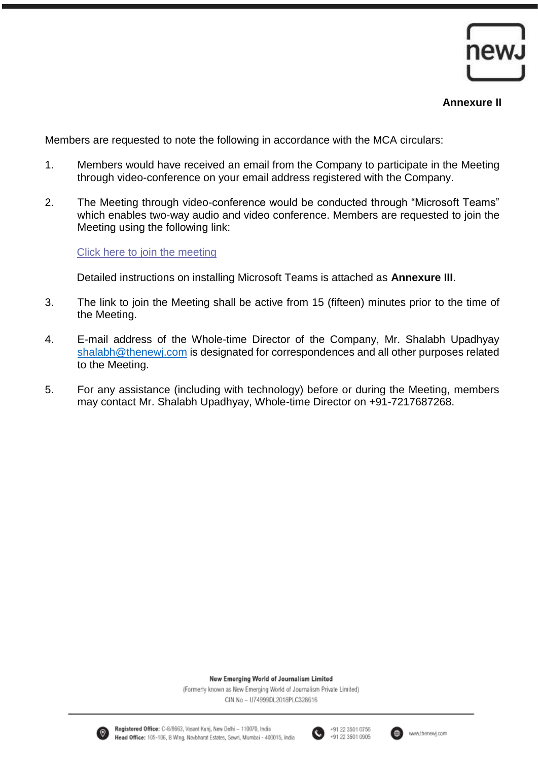**Annexure II**

Members are requested to note the following in accordance with the MCA circulars:

1. Members would have received an email from the Company to participate in the Meeting through video-conference on your email address registered with the Company.

2. The Meeting through video-conference would be conducted through "Microsoft Teams" which enables two-way audio and video conference. Members are requested to join the Meeting using the following link:

   Click here to join the meeting

   Detailed instructions on installing Microsoft Teams is attached as **Annexure III**.

3. The link to join the Meeting shall be active from 15 (fifteen) minutes prior to the time of the Meeting.

4. E-mail address of the Whole-time Director of the Company, Mr. Shalabh Upadhyay shalabh@thenewj.com is designated for correspondences and all other purposes related to the Meeting.

5. For any assistance (including with technology) before or during the Meeting, members may contact Mr. Shalabh Upadhyay, Whole-time Director on +91-7217687268.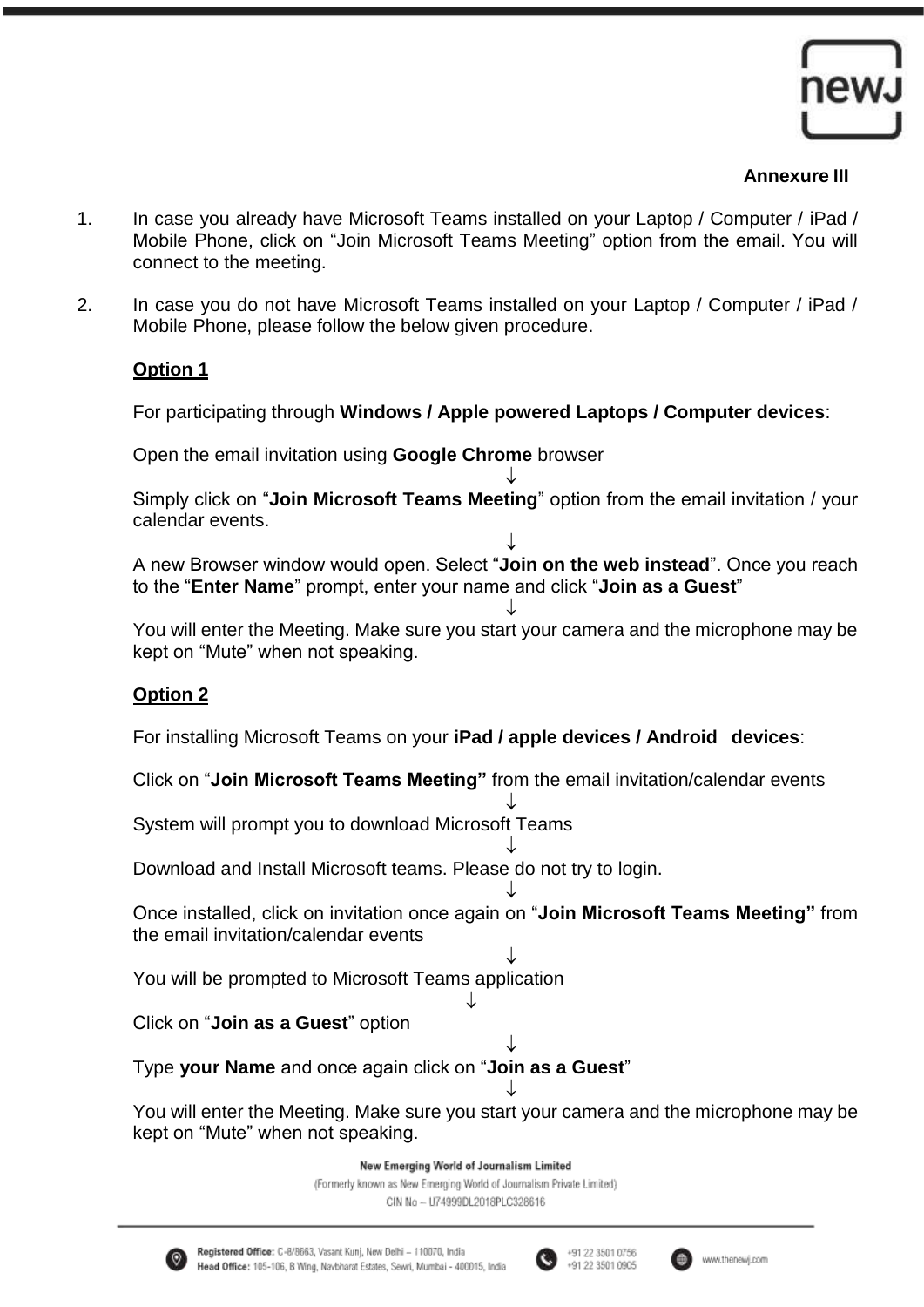**Annexure III**

1. In case you already have Microsoft Teams installed on your Laptop / Computer / iPad / Mobile Phone, click on "Join Microsoft Teams Meeting" option from the email. You will connect to the meeting.

2. In case you do not have Microsoft Teams installed on your Laptop / Computer / iPad / Mobile Phone, please follow the below given procedure.

**Option 1**

For participating through **Windows / Apple powered Laptops / Computer devices**:

Open the email invitation using **Google Chrome** browser

↓

Simply click on "**Join Microsoft Teams Meeting**" option from the email invitation / your calendar events.

↓

A new Browser window would open. Select "**Join on the web instead**". Once you reach to the "**Enter Name**" prompt, enter your name and click "**Join as a Guest**"

↓

You will enter the Meeting. Make sure you start your camera and the microphone may be kept on "Mute" when not speaking.

**Option 2**

For installing Microsoft Teams on your **iPad / apple devices / Android devices**:

Click on "**Join Microsoft Teams Meeting"** from the email invitation/calendar events

↓

System will prompt you to download Microsoft Teams

↓

Download and Install Microsoft teams. Please do not try to login.

↓

Once installed, click on invitation once again on "**Join Microsoft Teams Meeting"** from the email invitation/calendar events

↓

You will be prompted to Microsoft Teams application

↓

Click on "**Join as a Guest**" option

↓

Type **your Name** and once again click on "**Join as a Guest**"

↓

You will enter the Meeting. Make sure you start your camera and the microphone may be kept on "Mute" when not speaking.

New Emerging World of Journalism Limited
(Formerly known as New Emerging World of Journalism Private Limited)
CIN No – U74999DL2018PLC328616

Registered Office: C-8/8663, Vasant Kunj, New Delhi – 110070, India
Head Office: 105-106, B Wing, Navbharat Estates, Sewri, Mumbai - 400015, India
+91 22 3501 0756
+91 22 3501 0905
www.thenewj.com